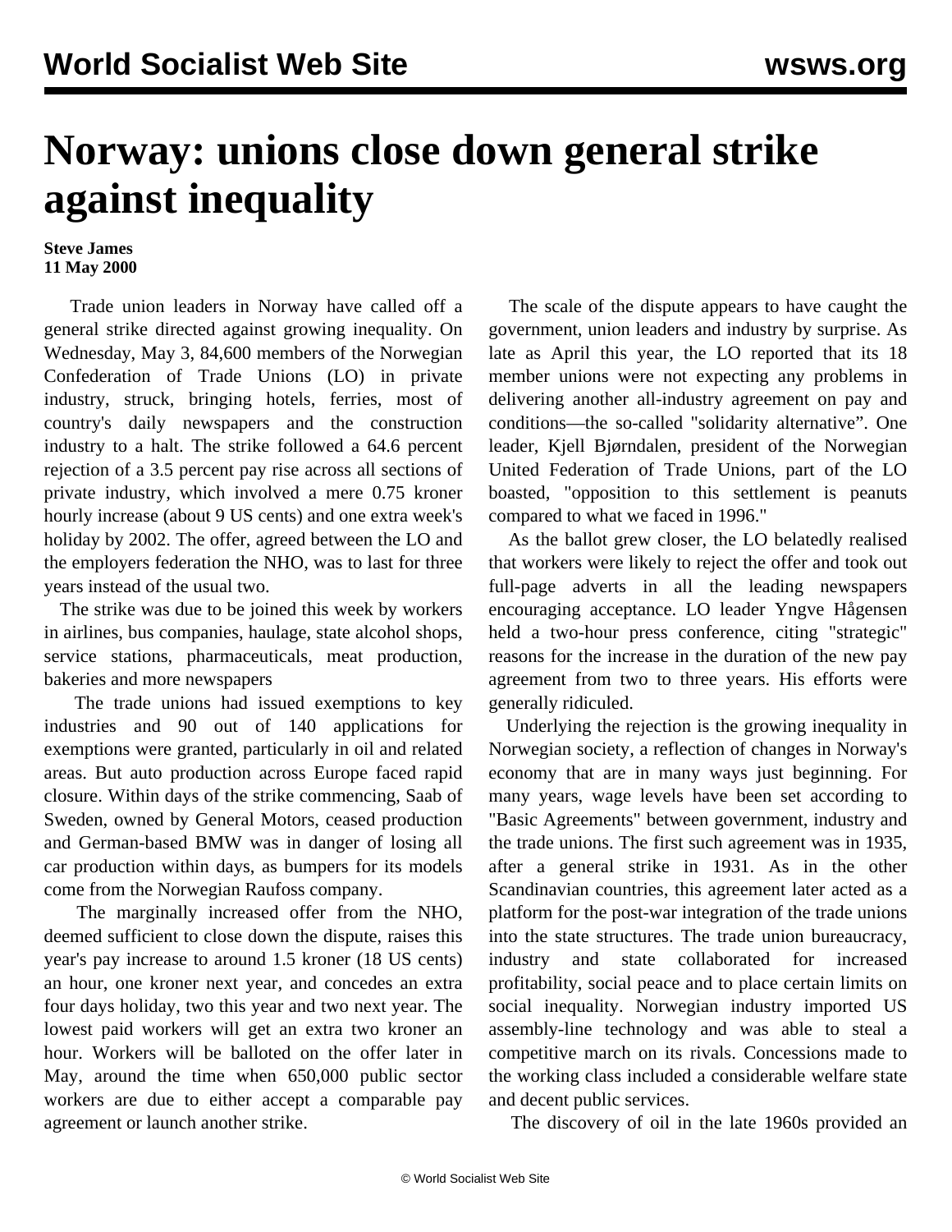# Norway: unions close down general strike against inequality

**Steve James**
**11 May 2000**

Trade union leaders in Norway have called off a general strike directed against growing inequality. On Wednesday, May 3, 84,600 members of the Norwegian Confederation of Trade Unions (LO) in private industry, struck, bringing hotels, ferries, most of country's daily newspapers and the construction industry to a halt. The strike followed a 64.6 percent rejection of a 3.5 percent pay rise across all sections of private industry, which involved a mere 0.75 kroner hourly increase (about 9 US cents) and one extra week's holiday by 2002. The offer, agreed between the LO and the employers federation the NHO, was to last for three years instead of the usual two.

The strike was due to be joined this week by workers in airlines, bus companies, haulage, state alcohol shops, service stations, pharmaceuticals, meat production, bakeries and more newspapers

The trade unions had issued exemptions to key industries and 90 out of 140 applications for exemptions were granted, particularly in oil and related areas. But auto production across Europe faced rapid closure. Within days of the strike commencing, Saab of Sweden, owned by General Motors, ceased production and German-based BMW was in danger of losing all car production within days, as bumpers for its models come from the Norwegian Raufoss company.

The marginally increased offer from the NHO, deemed sufficient to close down the dispute, raises this year's pay increase to around 1.5 kroner (18 US cents) an hour, one kroner next year, and concedes an extra four days holiday, two this year and two next year. The lowest paid workers will get an extra two kroner an hour. Workers will be balloted on the offer later in May, around the time when 650,000 public sector workers are due to either accept a comparable pay agreement or launch another strike.

The scale of the dispute appears to have caught the government, union leaders and industry by surprise. As late as April this year, the LO reported that its 18 member unions were not expecting any problems in delivering another all-industry agreement on pay and conditions—the so-called "solidarity alternative". One leader, Kjell Bjørndalen, president of the Norwegian United Federation of Trade Unions, part of the LO boasted, "opposition to this settlement is peanuts compared to what we faced in 1996."

As the ballot grew closer, the LO belatedly realised that workers were likely to reject the offer and took out full-page adverts in all the leading newspapers encouraging acceptance. LO leader Yngve Hågensen held a two-hour press conference, citing "strategic" reasons for the increase in the duration of the new pay agreement from two to three years. His efforts were generally ridiculed.

Underlying the rejection is the growing inequality in Norwegian society, a reflection of changes in Norway's economy that are in many ways just beginning. For many years, wage levels have been set according to "Basic Agreements" between government, industry and the trade unions. The first such agreement was in 1935, after a general strike in 1931. As in the other Scandinavian countries, this agreement later acted as a platform for the post-war integration of the trade unions into the state structures. The trade union bureaucracy, industry and state collaborated for increased profitability, social peace and to place certain limits on social inequality. Norwegian industry imported US assembly-line technology and was able to steal a competitive march on its rivals. Concessions made to the working class included a considerable welfare state and decent public services.

The discovery of oil in the late 1960s provided an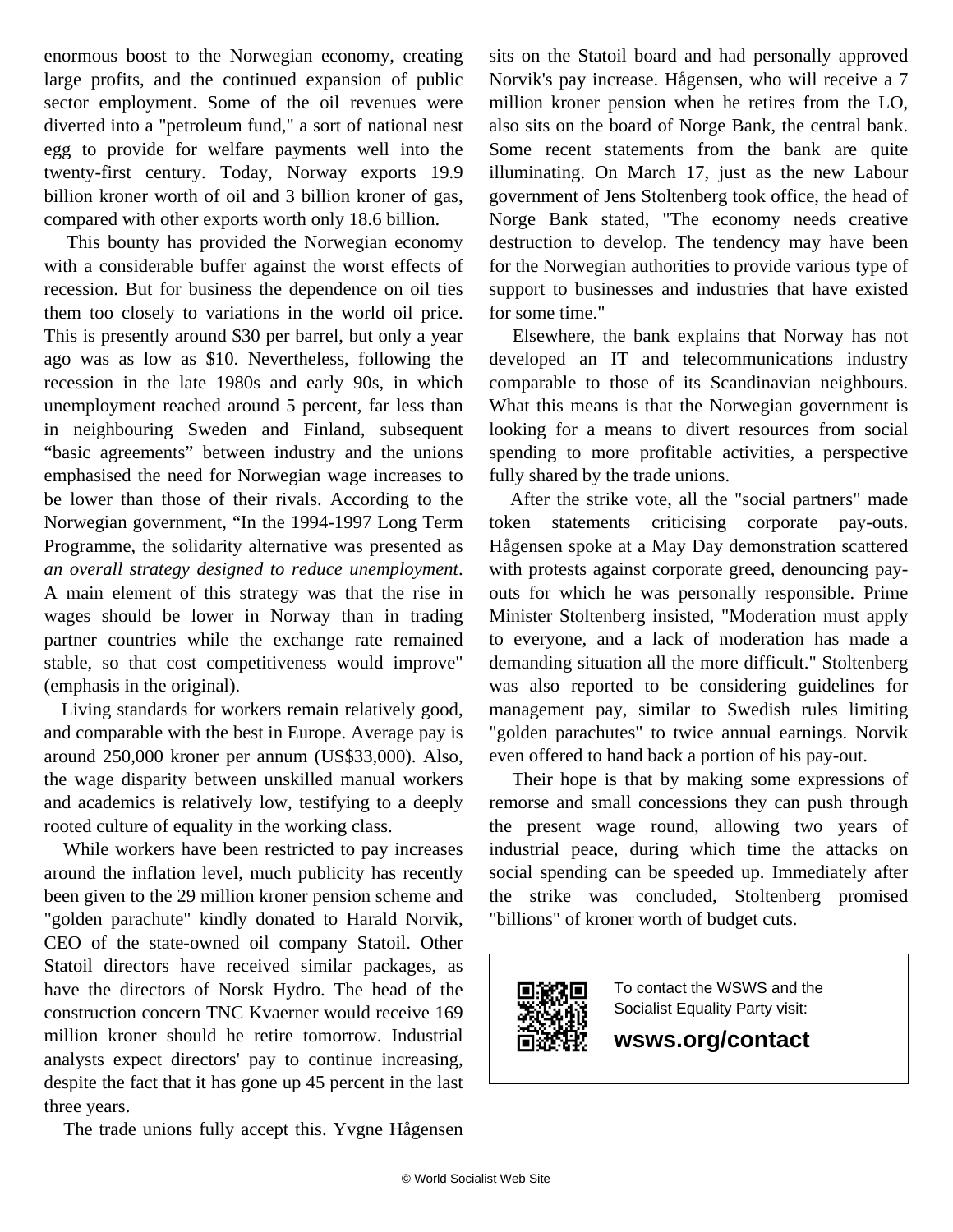enormous boost to the Norwegian economy, creating large profits, and the continued expansion of public sector employment. Some of the oil revenues were diverted into a "petroleum fund," a sort of national nest egg to provide for welfare payments well into the twenty-first century. Today, Norway exports 19.9 billion kroner worth of oil and 3 billion kroner of gas, compared with other exports worth only 18.6 billion.

This bounty has provided the Norwegian economy with a considerable buffer against the worst effects of recession. But for business the dependence on oil ties them too closely to variations in the world oil price. This is presently around $30 per barrel, but only a year ago was as low as $10. Nevertheless, following the recession in the late 1980s and early 90s, in which unemployment reached around 5 percent, far less than in neighbouring Sweden and Finland, subsequent "basic agreements" between industry and the unions emphasised the need for Norwegian wage increases to be lower than those of their rivals. According to the Norwegian government, "In the 1994-1997 Long Term Programme, the solidarity alternative was presented as *an overall strategy designed to reduce unemployment*. A main element of this strategy was that the rise in wages should be lower in Norway than in trading partner countries while the exchange rate remained stable, so that cost competitiveness would improve" (emphasis in the original).

Living standards for workers remain relatively good, and comparable with the best in Europe. Average pay is around 250,000 kroner per annum (US$33,000). Also, the wage disparity between unskilled manual workers and academics is relatively low, testifying to a deeply rooted culture of equality in the working class.

While workers have been restricted to pay increases around the inflation level, much publicity has recently been given to the 29 million kroner pension scheme and "golden parachute" kindly donated to Harald Norvik, CEO of the state-owned oil company Statoil. Other Statoil directors have received similar packages, as have the directors of Norsk Hydro. The head of the construction concern TNC Kvaerner would receive 169 million kroner should he retire tomorrow. Industrial analysts expect directors' pay to continue increasing, despite the fact that it has gone up 45 percent in the last three years.

The trade unions fully accept this. Yvgne Hågensen sits on the Statoil board and had personally approved Norvik's pay increase. Hågensen, who will receive a 7 million kroner pension when he retires from the LO, also sits on the board of Norge Bank, the central bank. Some recent statements from the bank are quite illuminating. On March 17, just as the new Labour government of Jens Stoltenberg took office, the head of Norge Bank stated, "The economy needs creative destruction to develop. The tendency may have been for the Norwegian authorities to provide various type of support to businesses and industries that have existed for some time."

Elsewhere, the bank explains that Norway has not developed an IT and telecommunications industry comparable to those of its Scandinavian neighbours. What this means is that the Norwegian government is looking for a means to divert resources from social spending to more profitable activities, a perspective fully shared by the trade unions.

After the strike vote, all the "social partners" made token statements criticising corporate pay-outs. Hågensen spoke at a May Day demonstration scattered with protests against corporate greed, denouncing pay-outs for which he was personally responsible. Prime Minister Stoltenberg insisted, "Moderation must apply to everyone, and a lack of moderation has made a demanding situation all the more difficult." Stoltenberg was also reported to be considering guidelines for management pay, similar to Swedish rules limiting "golden parachutes" to twice annual earnings. Norvik even offered to hand back a portion of his pay-out.

Their hope is that by making some expressions of remorse and small concessions they can push through the present wage round, allowing two years of industrial peace, during which time the attacks on social spending can be speeded up. Immediately after the strike was concluded, Stoltenberg promised "billions" of kroner worth of budget cuts.

To contact the WSWS and the Socialist Equality Party visit:

**wsws.org/contact**